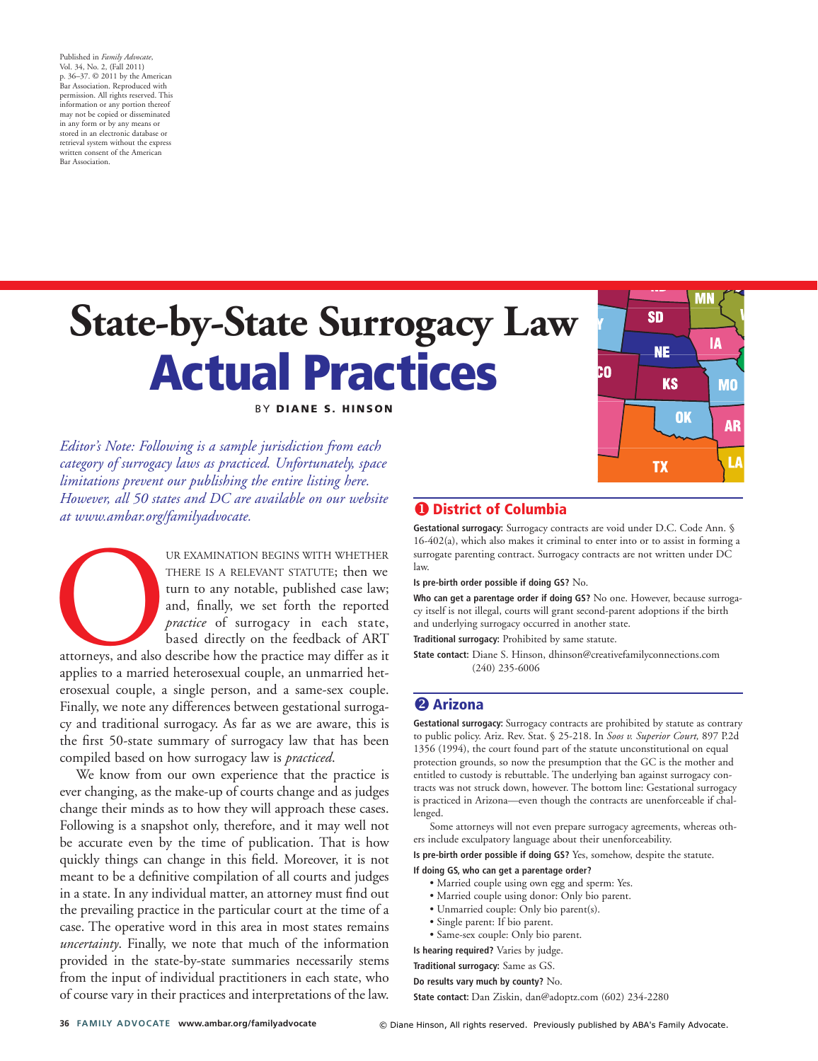Published in *Family Advocate*, Vol. 34, No. 2, (Fall 2011) p. 36–37. © 2011 by the American Bar Association. Reproduced with permission. All rights reserved. This information or any portion thereof may not be copied or disseminated in any form or by any means or stored in an electronic database or retrieval system without the express written consent of the American Bar Association.

# State-by-State Surrogacy Law

# Actual Practices

BY **DIANE S. HINSON**

*Editor's Note: Following is a sample jurisdiction from each category of surrogacy laws as practiced. Unfortunately, space limitations prevent our publishing the entire listing here. However, all 50 states and DC are available on our website at www.ambar.org/familyadvocate.*

OUR EXAMINATION BEGINS WITH WHETHER THERE IS A RELEVANT STATUTE; then we turn to any notable, published case law; and, finally, we set forth the reported *practice* of surrogacy in each state, based directly on the feedback of ART attorneys, and also describe how the practice may differ as it applies to a married heterosexual couple, an unmarried heterosexual couple, a single person, and a same-sex couple. Finally, we note any differences between gestational surrogacy and traditional surrogacy. As far as we are aware, this is the first 50-state summary of surrogacy law that has been compiled based on how surrogacy law is *practiced*.

We know from our own experience that the practice is ever changing, as the make-up of courts change and as judges change their minds as to how they will approach these cases. Following is a snapshot only, therefore, and it may well not be accurate even by the time of publication. That is how quickly things can change in this field. Moreover, it is not meant to be a definitive compilation of all courts and judges in a state. In any individual matter, an attorney must find out the prevailing practice in the particular court at the time of a case. The operative word in this area in most states remains *uncertainty*. Finally, we note that much of the information provided in the state-by-state summaries necessarily stems from the input of individual practitioners in each state, who of course vary in their practices and interpretations of the law.

## ❶ District of Columbia

**Gestational surrogacy:** Surrogacy contracts are void under D.C. Code Ann. § 16-402(a), which also makes it criminal to enter into or to assist in forming a surrogate parenting contract. Surrogacy contracts are not written under DC law.

**Is pre-birth order possible if doing GS?** No.

**Who can get a parentage order if doing GS?** No one. However, because surrogacy itself is not illegal, courts will grant second-parent adoptions if the birth and underlying surrogacy occurred in another state.

**Traditional surrogacy:** Prohibited by same statute.

**State contact:** Diane S. Hinson, dhinson@creativefamilyconnections.com (240) 235-6006

## ❷ Arizona

**Gestational surrogacy:** Surrogacy contracts are prohibited by statute as contrary to public policy. Ariz. Rev. Stat. § 25-218. In *Soos v. Superior Court,* 897 P.2d 1356 (1994), the court found part of the statute unconstitutional on equal protection grounds, so now the presumption that the GC is the mother and entitled to custody is rebuttable. The underlying ban against surrogacy contracts was not struck down, however. The bottom line: Gestational surrogacy is practiced in Arizona—even though the contracts are unenforceable if challenged.

Some attorneys will not even prepare surrogacy agreements, whereas others include exculpatory language about their unenforceability.

**Is pre-birth order possible if doing GS?** Yes, somehow, despite the statute.

**If doing GS, who can get a parentage order?**

- Married couple using own egg and sperm: Yes.
- Married couple using donor: Only bio parent.
- Unmarried couple: Only bio parent(s).
- Single parent: If bio parent.
- Same-sex couple: Only bio parent.

**Is hearing required?** Varies by judge.

**Traditional surrogacy:** Same as GS.

**Do results vary much by county?** No.

**State contact:** Dan Ziskin, dan@adoptz.com (602) 234-2280

© Diane Hinson, All rights reserved. Previously published by ABA's Family Advocate.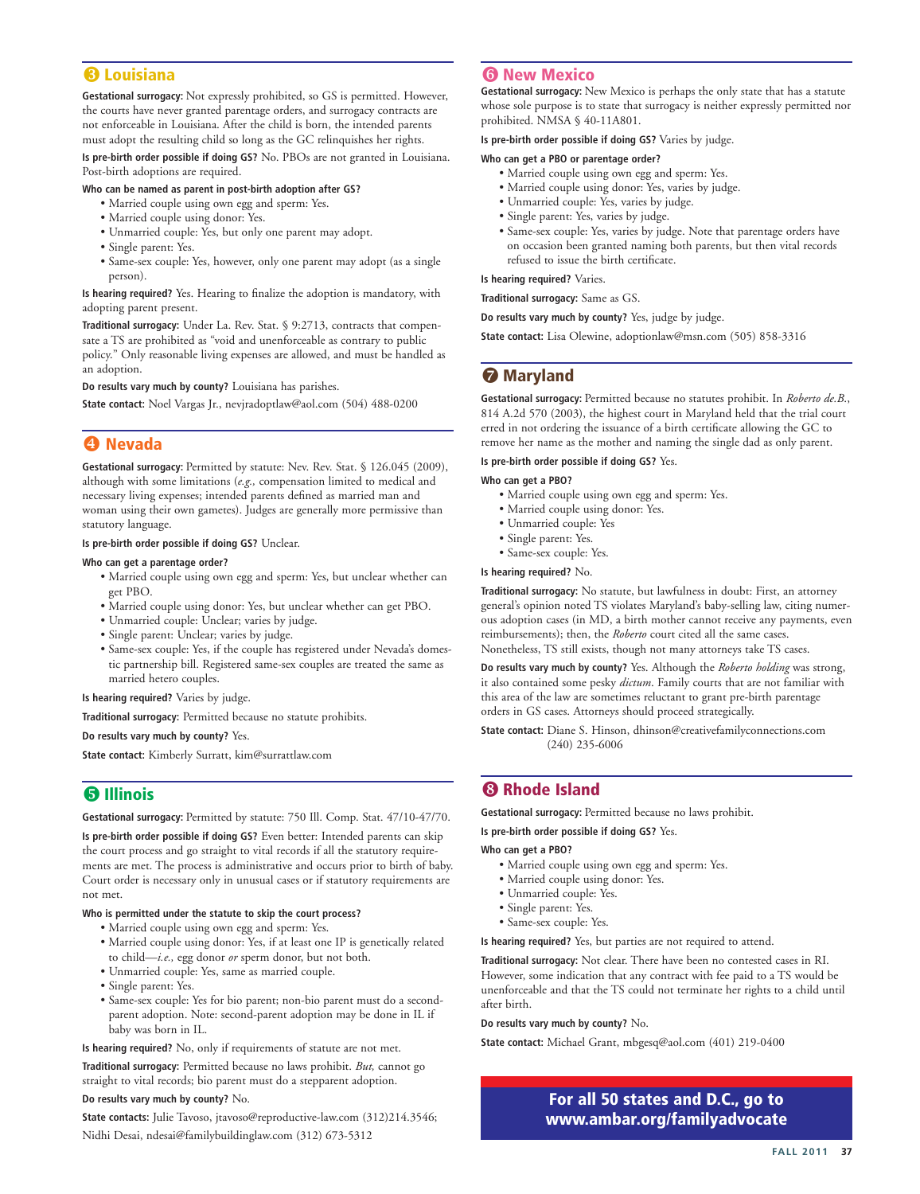## ❸ Louisiana

**Gestational surrogacy:** Not expressly prohibited, so GS is permitted. However, the courts have never granted parentage orders, and surrogacy contracts are not enforceable in Louisiana. After the child is born, the intended parents must adopt the resulting child so long as the GC relinquishes her rights.

**Is pre-birth order possible if doing GS?** No. PBOs are not granted in Louisiana. Post-birth adoptions are required.

**Who can be named as parent in post-birth adoption after GS?**

- Married couple using own egg and sperm: Yes.
- Married couple using donor: Yes.
- Unmarried couple: Yes, but only one parent may adopt.
- Single parent: Yes.
- Same-sex couple: Yes, however, only one parent may adopt (as a single person).

**Is hearing required?** Yes. Hearing to finalize the adoption is mandatory, with adopting parent present.

**Traditional surrogacy:** Under La. Rev. Stat. § 9:2713, contracts that compensate a TS are prohibited as "void and unenforceable as contrary to public policy." Only reasonable living expenses are allowed, and must be handled as an adoption.

**Do results vary much by county?** Louisiana has parishes.

**State contact:** Noel Vargas Jr., nevjradoptlaw@aol.com (504) 488-0200

## ❹ Nevada

**Gestational surrogacy:** Permitted by statute: Nev. Rev. Stat. § 126.045 (2009), although with some limitations (*e.g.,* compensation limited to medical and necessary living expenses; intended parents defined as married man and woman using their own gametes). Judges are generally more permissive than statutory language.

**Is pre-birth order possible if doing GS?** Unclear.

**Who can get a parentage order?**

- Married couple using own egg and sperm: Yes, but unclear whether can get PBO.
- Married couple using donor: Yes, but unclear whether can get PBO.
- Unmarried couple: Unclear; varies by judge.
- Single parent: Unclear; varies by judge.
- Same-sex couple: Yes, if the couple has registered under Nevada's domestic partnership bill. Registered same-sex couples are treated the same as married hetero couples.

**Is hearing required?** Varies by judge.

**Traditional surrogacy:** Permitted because no statute prohibits.

**Do results vary much by county?** Yes.

**State contact:** Kimberly Surratt, kim@surrattlaw.com

## ❺ Illinois

**Gestational surrogacy:** Permitted by statute: 750 Ill. Comp. Stat. 47/10-47/70.

**Is pre-birth order possible if doing GS?** Even better: Intended parents can skip the court process and go straight to vital records if all the statutory requirements are met. The process is administrative and occurs prior to birth of baby. Court order is necessary only in unusual cases or if statutory requirements are not met.

**Who is permitted under the statute to skip the court process?**

- Married couple using own egg and sperm: Yes.
- Married couple using donor: Yes, if at least one IP is genetically related to child—*i.e.,* egg donor *or* sperm donor, but not both.
- Unmarried couple: Yes, same as married couple.
- Single parent: Yes.
- Same-sex couple: Yes for bio parent; non-bio parent must do a second-parent adoption. Note: second-parent adoption may be done in IL if baby was born in IL.

**Is hearing required?** No, only if requirements of statute are not met.

**Traditional surrogacy:** Permitted because no laws prohibit. *But,* cannot go straight to vital records; bio parent must do a stepparent adoption.

**Do results vary much by county?** No.

**State contacts:** Julie Tavoso, jtavoso@reproductive-law.com (312)214.3546; Nidhi Desai, ndesai@familybuildinglaw.com (312) 673-5312

## ❻ New Mexico

**Gestational surrogacy:** New Mexico is perhaps the only state that has a statute whose sole purpose is to state that surrogacy is neither expressly permitted nor prohibited. NMSA § 40-11A801.

**Is pre-birth order possible if doing GS?** Varies by judge.

**Who can get a PBO or parentage order?**

- Married couple using own egg and sperm: Yes.
- Married couple using donor: Yes, varies by judge.
- Unmarried couple: Yes, varies by judge.
- Single parent: Yes, varies by judge.
- Same-sex couple: Yes, varies by judge. Note that parentage orders have on occasion been granted naming both parents, but then vital records refused to issue the birth certificate.

**Is hearing required?** Varies.

**Traditional surrogacy:** Same as GS.

**Do results vary much by county?** Yes, judge by judge.

**State contact:** Lisa Olewine, adoptionlaw@msn.com (505) 858-3316

## ❼ Maryland

**Gestational surrogacy:** Permitted because no statutes prohibit. In *Roberto de.B.*, 814 A.2d 570 (2003), the highest court in Maryland held that the trial court erred in not ordering the issuance of a birth certificate allowing the GC to remove her name as the mother and naming the single dad as only parent.

**Is pre-birth order possible if doing GS?** Yes.

**Who can get a PBO?**

- Married couple using own egg and sperm: Yes.
- Married couple using donor: Yes.
- Unmarried couple: Yes
- Single parent: Yes.
- Same-sex couple: Yes.

**Is hearing required?** No.

**Traditional surrogacy:** No statute, but lawfulness in doubt: First, an attorney general's opinion noted TS violates Maryland's baby-selling law, citing numerous adoption cases (in MD, a birth mother cannot receive any payments, even reimbursements); then, the *Roberto* court cited all the same cases. Nonetheless, TS still exists, though not many attorneys take TS cases.

**Do results vary much by county?** Yes. Although the *Roberto holding* was strong, it also contained some pesky *dictum.* Family courts that are not familiar with this area of the law are sometimes reluctant to grant pre-birth parentage orders in GS cases. Attorneys should proceed strategically.

**State contact:** Diane S. Hinson, dhinson@creativefamilyconnections.com (240) 235-6006

## ❽ Rhode Island

**Gestational surrogacy:** Permitted because no laws prohibit.

**Is pre-birth order possible if doing GS?** Yes.

**Who can get a PBO?**

- Married couple using own egg and sperm: Yes.
- Married couple using donor: Yes.
- Unmarried couple: Yes.
- Single parent: Yes.
- Same-sex couple: Yes.

**Is hearing required?** Yes, but parties are not required to attend.

**Traditional surrogacy:** Not clear. There have been no contested cases in RI. However, some indication that any contract with fee paid to a TS would be unenforceable and that the TS could not terminate her rights to a child until after birth.

**Do results vary much by county?** No.

**State contact:** Michael Grant, mbgesq@aol.com (401) 219-0400

**For all 50 states and D.C., go to www.ambar.org/familyadvocate**